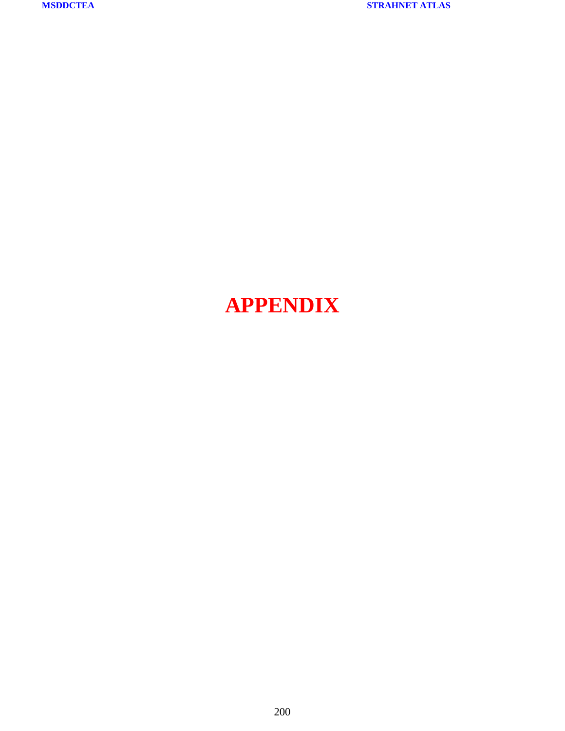# APPENDIX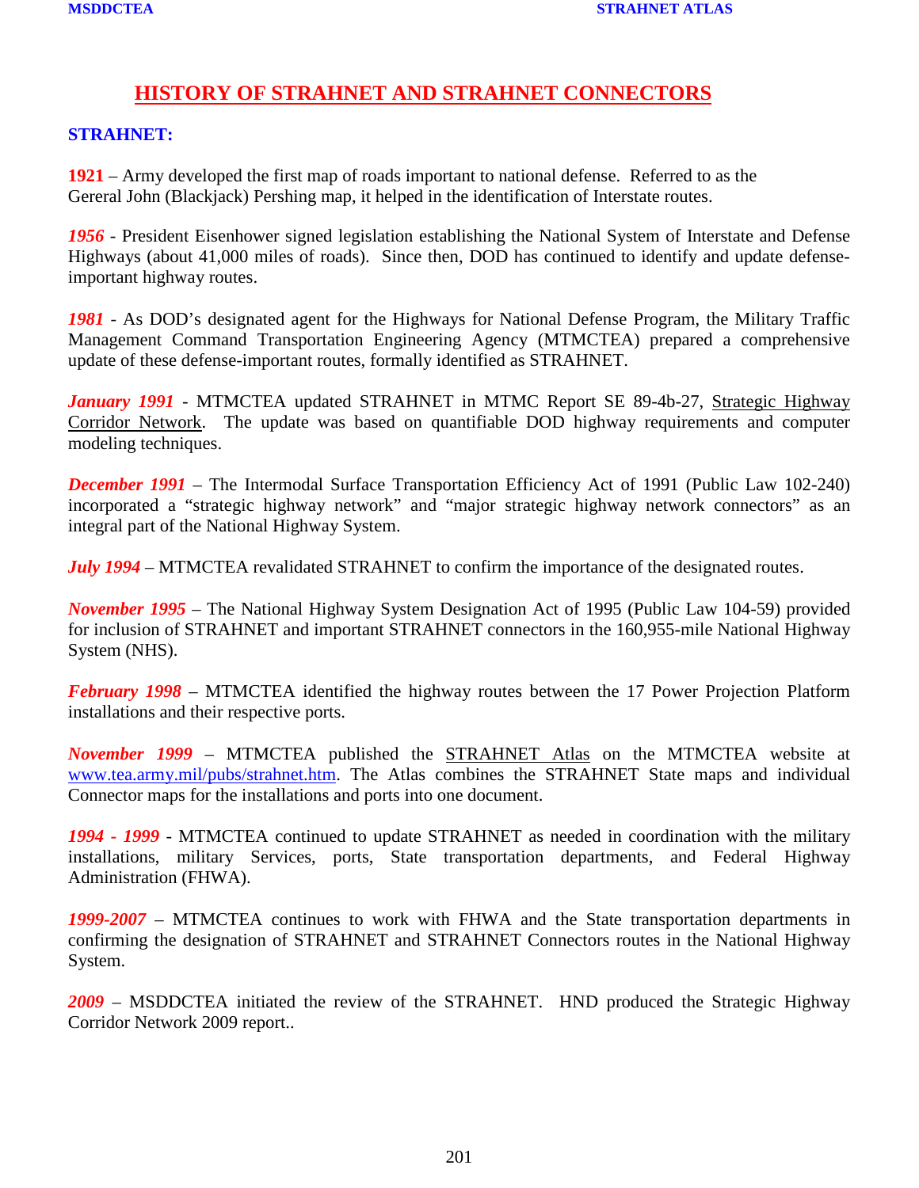# HISTORY OF STRAHNET AND STRAHNET CONNECTORS

## STRAHNET:

**1921** – Army developed the first map of roads important to national defense. Referred to as the Geraral John (Blackjack) Pershing map, it helped in the identification of Interstate routes.

***1956*** - President Eisenhower signed legislation establishing the National System of Interstate and Defense Highways (about 41,000 miles of roads). Since then, DOD has continued to identify and update defense-important highway routes.

***1981*** - As DOD's designated agent for the Highways for National Defense Program, the Military Traffic Management Command Transportation Engineering Agency (MTMCTEA) prepared a comprehensive update of these defense-important routes, formally identified as STRAHNET.

***January 1991*** - MTMCTEA updated STRAHNET in MTMC Report SE 89-4b-27, Strategic Highway Corridor Network. The update was based on quantifiable DOD highway requirements and computer modeling techniques.

***December 1991*** – The Intermodal Surface Transportation Efficiency Act of 1991 (Public Law 102-240) incorporated a "strategic highway network" and "major strategic highway network connectors" as an integral part of the National Highway System.

***July 1994*** – MTMCTEA revalidated STRAHNET to confirm the importance of the designated routes.

***November 1995*** – The National Highway System Designation Act of 1995 (Public Law 104-59) provided for inclusion of STRAHNET and important STRAHNET connectors in the 160,955-mile National Highway System (NHS).

***February 1998*** – MTMCTEA identified the highway routes between the 17 Power Projection Platform installations and their respective ports.

***November 1999*** – MTMCTEA published the STRAHNET Atlas on the MTMCTEA website at www.tea.army.mil/pubs/strahnet.htm. The Atlas combines the STRAHNET State maps and individual Connector maps for the installations and ports into one document.

***1994 - 1999*** - MTMCTEA continued to update STRAHNET as needed in coordination with the military installations, military Services, ports, State transportation departments, and Federal Highway Administration (FHWA).

***1999-2007*** – MTMCTEA continues to work with FHWA and the State transportation departments in confirming the designation of STRAHNET and STRAHNET Connectors routes in the National Highway System.

***2009*** – MSDDCTEA initiated the review of the STRAHNET. HND produced the Strategic Highway Corridor Network 2009 report..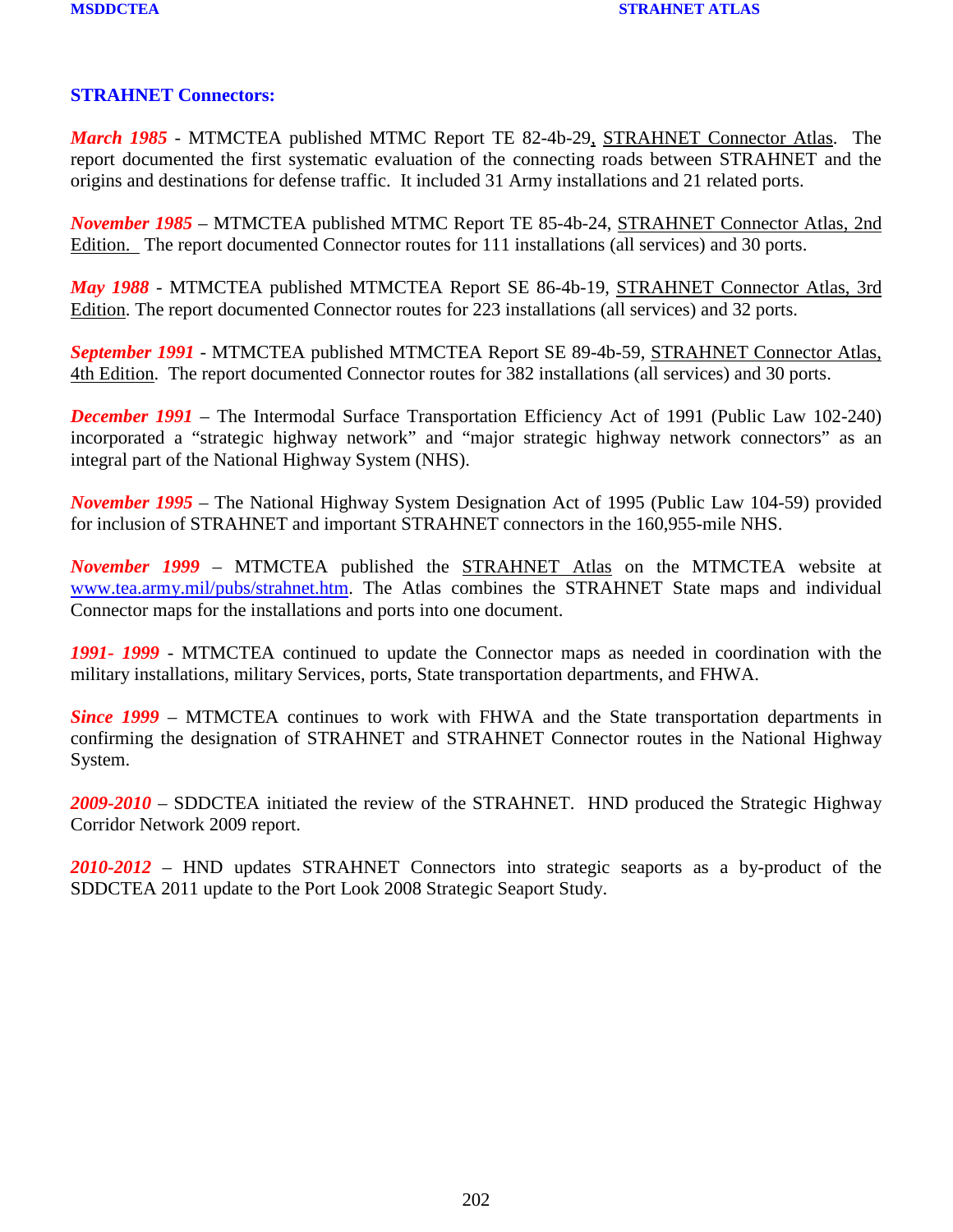## STRAHNET Connectors:

***March 1985*** - MTMCTEA published MTMC Report TE 82-4b-29, STRAHNET Connector Atlas. The report documented the first systematic evaluation of the connecting roads between STRAHNET and the origins and destinations for defense traffic. It included 31 Army installations and 21 related ports.

***November 1985*** – MTMCTEA published MTMC Report TE 85-4b-24, STRAHNET Connector Atlas, 2nd Edition. The report documented Connector routes for 111 installations (all services) and 30 ports.

***May 1988*** - MTMCTEA published MTMCTEA Report SE 86-4b-19, STRAHNET Connector Atlas, 3rd Edition. The report documented Connector routes for 223 installations (all services) and 32 ports.

***September 1991*** - MTMCTEA published MTMCTEA Report SE 89-4b-59, STRAHNET Connector Atlas, 4th Edition. The report documented Connector routes for 382 installations (all services) and 30 ports.

***December 1991*** – The Intermodal Surface Transportation Efficiency Act of 1991 (Public Law 102-240) incorporated a "strategic highway network" and "major strategic highway network connectors" as an integral part of the National Highway System (NHS).

***November 1995*** – The National Highway System Designation Act of 1995 (Public Law 104-59) provided for inclusion of STRAHNET and important STRAHNET connectors in the 160,955-mile NHS.

***November 1999*** – MTMCTEA published the STRAHNET Atlas on the MTMCTEA website at www.tea.army.mil/pubs/strahnet.htm. The Atlas combines the STRAHNET State maps and individual Connector maps for the installations and ports into one document.

***1991- 1999*** - MTMCTEA continued to update the Connector maps as needed in coordination with the military installations, military Services, ports, State transportation departments, and FHWA.

***Since 1999*** – MTMCTEA continues to work with FHWA and the State transportation departments in confirming the designation of STRAHNET and STRAHNET Connector routes in the National Highway System.

***2009-2010*** – SDDCTEA initiated the review of the STRAHNET. HND produced the Strategic Highway Corridor Network 2009 report.

***2010-2012*** – HND updates STRAHNET Connectors into strategic seaports as a by-product of the SDDCTEA 2011 update to the Port Look 2008 Strategic Seaport Study.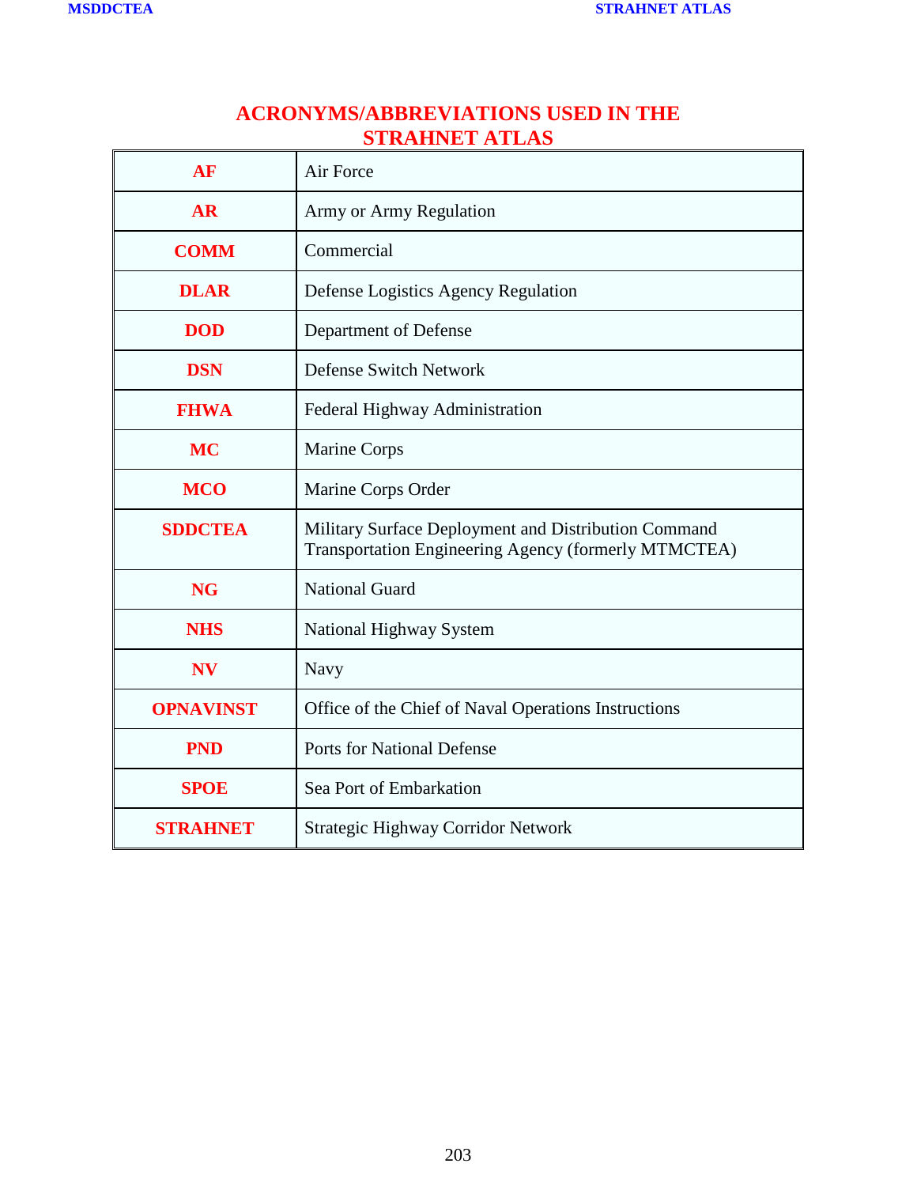# ACRONYMS/ABBREVIATIONS USED IN THE STRAHNET ATLAS

| Acronym | Definition |
|---|---|
| **AF** | Air Force |
| **AR** | Army or Army Regulation |
| **COMM** | Commercial |
| **DLAR** | Defense Logistics Agency Regulation |
| **DOD** | Department of Defense |
| **DSN** | Defense Switch Network |
| **FHWA** | Federal Highway Administration |
| **MC** | Marine Corps |
| **MCO** | Marine Corps Order |
| **SDDCTEA** | Military Surface Deployment and Distribution Command Transportation Engineering Agency (formerly MTMCTEA) |
| **NG** | National Guard |
| **NHS** | National Highway System |
| **NV** | Navy |
| **OPNAVINST** | Office of the Chief of Naval Operations Instructions |
| **PND** | Ports for National Defense |
| **SPOE** | Sea Port of Embarkation |
| **STRAHNET** | Strategic Highway Corridor Network |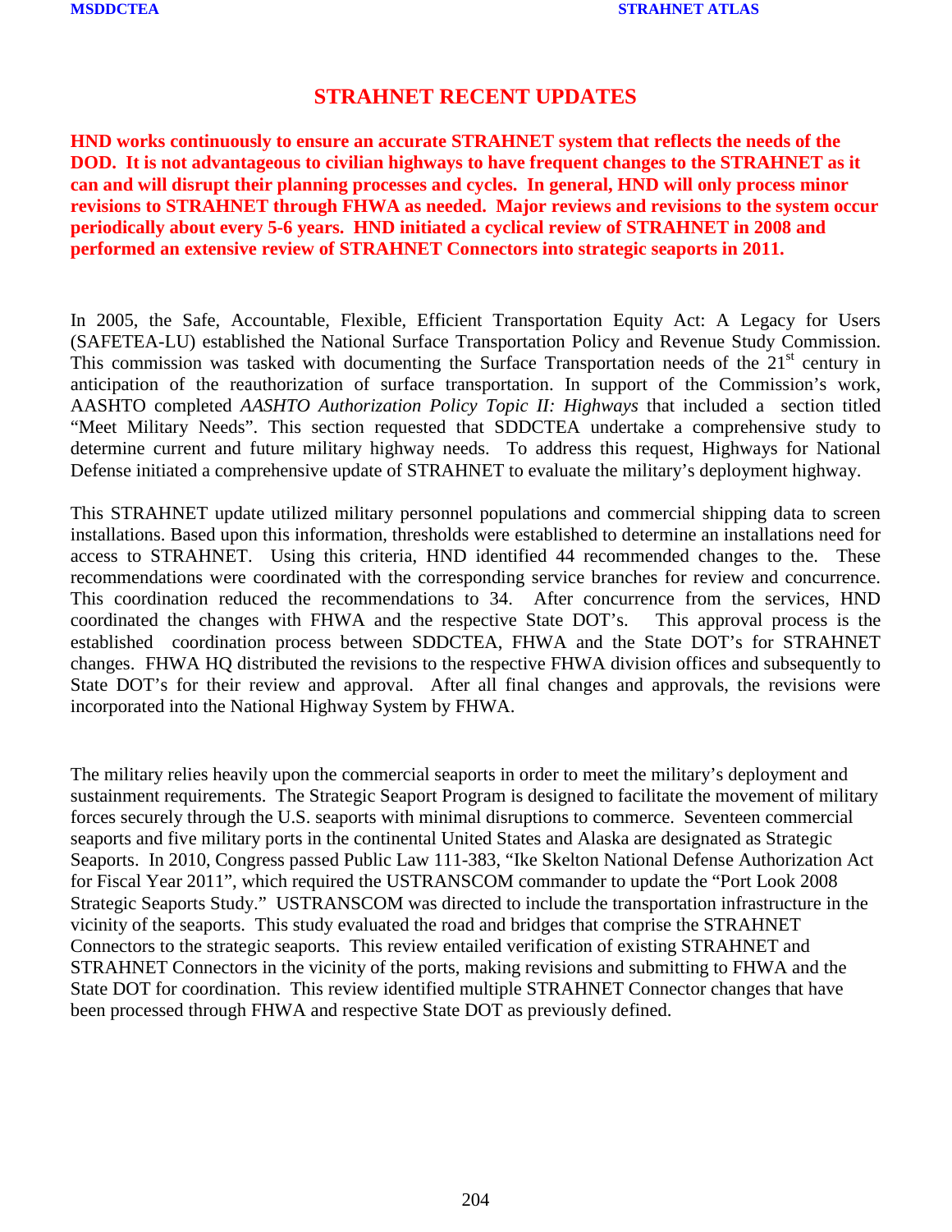# STRAHNET RECENT UPDATES

**HND works continuously to ensure an accurate STRAHNET system that reflects the needs of the DOD. It is not advantageous to civilian highways to have frequent changes to the STRAHNET as it can and will disrupt their planning processes and cycles. In general, HND will only process minor revisions to STRAHNET through FHWA as needed. Major reviews and revisions to the system occur periodically about every 5-6 years. HND initiated a cyclical review of STRAHNET in 2008 and performed an extensive review of STRAHNET Connectors into strategic seaports in 2011.**

In 2005, the Safe, Accountable, Flexible, Efficient Transportation Equity Act: A Legacy for Users (SAFETEA-LU) established the National Surface Transportation Policy and Revenue Study Commission. This commission was tasked with documenting the Surface Transportation needs of the 21st century in anticipation of the reauthorization of surface transportation. In support of the Commission's work, AASHTO completed *AASHTO Authorization Policy Topic II: Highways* that included a section titled "Meet Military Needs". This section requested that SDDCTEA undertake a comprehensive study to determine current and future military highway needs. To address this request, Highways for National Defense initiated a comprehensive update of STRAHNET to evaluate the military's deployment highway.

This STRAHNET update utilized military personnel populations and commercial shipping data to screen installations. Based upon this information, thresholds were established to determine an installations need for access to STRAHNET. Using this criteria, HND identified 44 recommended changes to the. These recommendations were coordinated with the corresponding service branches for review and concurrence. This coordination reduced the recommendations to 34. After concurrence from the services, HND coordinated the changes with FHWA and the respective State DOT's. This approval process is the established coordination process between SDDCTEA, FHWA and the State DOT's for STRAHNET changes. FHWA HQ distributed the revisions to the respective FHWA division offices and subsequently to State DOT's for their review and approval. After all final changes and approvals, the revisions were incorporated into the National Highway System by FHWA.

The military relies heavily upon the commercial seaports in order to meet the military's deployment and sustainment requirements. The Strategic Seaport Program is designed to facilitate the movement of military forces securely through the U.S. seaports with minimal disruptions to commerce. Seventeen commercial seaports and five military ports in the continental United States and Alaska are designated as Strategic Seaports. In 2010, Congress passed Public Law 111-383, "Ike Skelton National Defense Authorization Act for Fiscal Year 2011", which required the USTRANSCOM commander to update the "Port Look 2008 Strategic Seaports Study." USTRANSCOM was directed to include the transportation infrastructure in the vicinity of the seaports. This study evaluated the road and bridges that comprise the STRAHNET Connectors to the strategic seaports. This review entailed verification of existing STRAHNET and STRAHNET Connectors in the vicinity of the ports, making revisions and submitting to FHWA and the State DOT for coordination. This review identified multiple STRAHNET Connector changes that have been processed through FHWA and respective State DOT as previously defined.